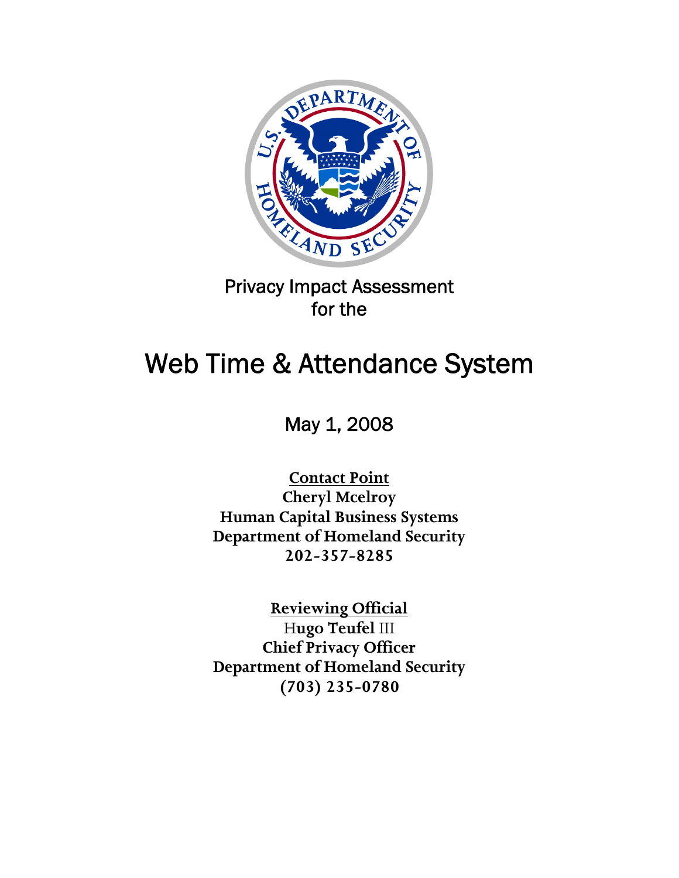# Privacy Impact Assessment for the

# Web Time & Attendance System

May 1, 2008

**Contact Point**
**Cheryl Mcelroy**
**Human Capital Business Systems**
**Department of Homeland Security**
**202-357-8285**

**Reviewing Official**
**Hugo Teufel III**
**Chief Privacy Officer**
**Department of Homeland Security**
**(703) 235-0780**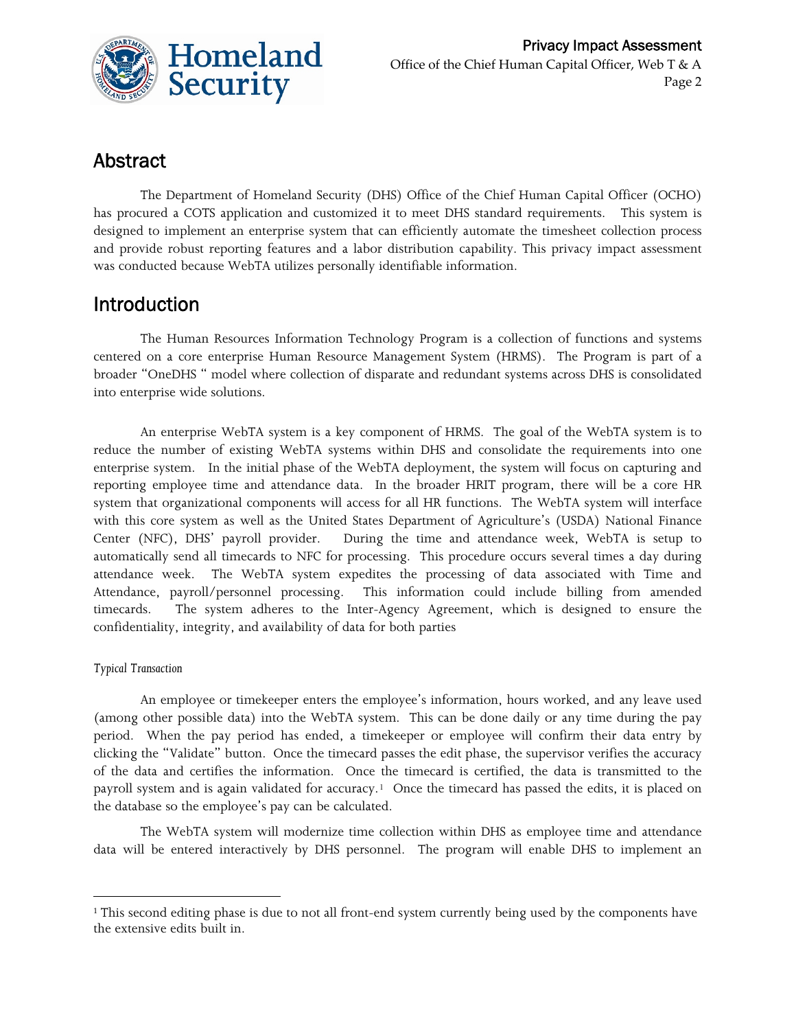## Abstract

The Department of Homeland Security (DHS) Office of the Chief Human Capital Officer (OCHO) has procured a COTS application and customized it to meet DHS standard requirements. This system is designed to implement an enterprise system that can efficiently automate the timesheet collection process and provide robust reporting features and a labor distribution capability. This privacy impact assessment was conducted because WebTA utilizes personally identifiable information.

## Introduction

The Human Resources Information Technology Program is a collection of functions and systems centered on a core enterprise Human Resource Management System (HRMS). The Program is part of a broader "OneDHS " model where collection of disparate and redundant systems across DHS is consolidated into enterprise wide solutions.

An enterprise WebTA system is a key component of HRMS. The goal of the WebTA system is to reduce the number of existing WebTA systems within DHS and consolidate the requirements into one enterprise system. In the initial phase of the WebTA deployment, the system will focus on capturing and reporting employee time and attendance data. In the broader HRIT program, there will be a core HR system that organizational components will access for all HR functions. The WebTA system will interface with this core system as well as the United States Department of Agriculture's (USDA) National Finance Center (NFC), DHS' payroll provider. During the time and attendance week, WebTA is setup to automatically send all timecards to NFC for processing. This procedure occurs several times a day during attendance week. The WebTA system expedites the processing of data associated with Time and Attendance, payroll/personnel processing. This information could include billing from amended timecards. The system adheres to the Inter-Agency Agreement, which is designed to ensure the confidentiality, integrity, and availability of data for both parties

*Typical Transaction*

An employee or timekeeper enters the employee's information, hours worked, and any leave used (among other possible data) into the WebTA system. This can be done daily or any time during the pay period. When the pay period has ended, a timekeeper or employee will confirm their data entry by clicking the "Validate" button. Once the timecard passes the edit phase, the supervisor verifies the accuracy of the data and certifies the information. Once the timecard is certified, the data is transmitted to the payroll system and is again validated for accuracy.[1] Once the timecard has passed the edits, it is placed on the database so the employee's pay can be calculated.

The WebTA system will modernize time collection within DHS as employee time and attendance data will be entered interactively by DHS personnel. The program will enable DHS to implement an

[1] This second editing phase is due to not all front-end system currently being used by the components have the extensive edits built in.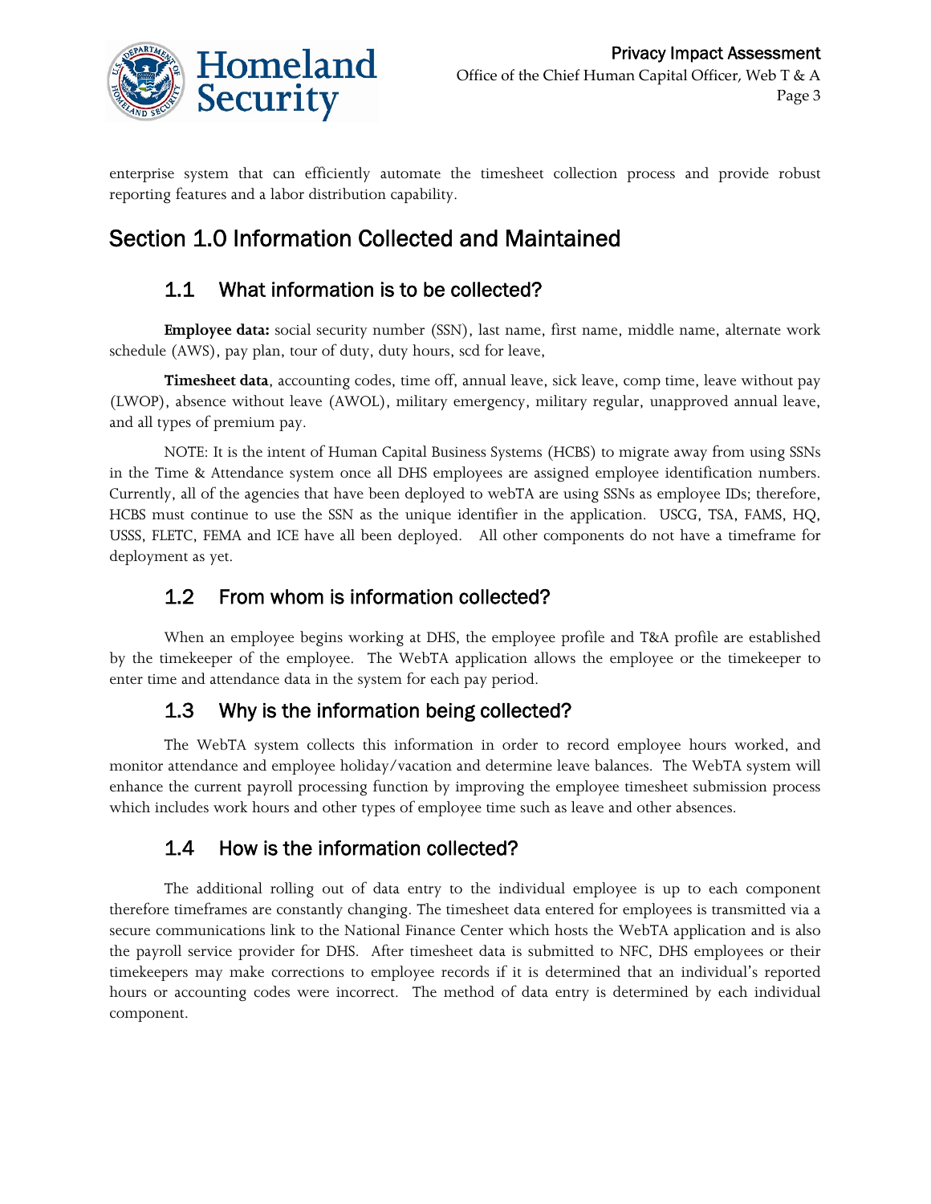enterprise system that can efficiently automate the timesheet collection process and provide robust reporting features and a labor distribution capability.

## Section 1.0 Information Collected and Maintained

### 1.1 What information is to be collected?

**Employee data:** social security number (SSN), last name, first name, middle name, alternate work schedule (AWS), pay plan, tour of duty, duty hours, scd for leave,

**Timesheet data**, accounting codes, time off, annual leave, sick leave, comp time, leave without pay (LWOP), absence without leave (AWOL), military emergency, military regular, unapproved annual leave, and all types of premium pay.

NOTE: It is the intent of Human Capital Business Systems (HCBS) to migrate away from using SSNs in the Time & Attendance system once all DHS employees are assigned employee identification numbers. Currently, all of the agencies that have been deployed to webTA are using SSNs as employee IDs; therefore, HCBS must continue to use the SSN as the unique identifier in the application. USCG, TSA, FAMS, HQ, USSS, FLETC, FEMA and ICE have all been deployed. All other components do not have a timeframe for deployment as yet.

### 1.2 From whom is information collected?

When an employee begins working at DHS, the employee profile and T&A profile are established by the timekeeper of the employee. The WebTA application allows the employee or the timekeeper to enter time and attendance data in the system for each pay period.

### 1.3 Why is the information being collected?

The WebTA system collects this information in order to record employee hours worked, and monitor attendance and employee holiday/vacation and determine leave balances. The WebTA system will enhance the current payroll processing function by improving the employee timesheet submission process which includes work hours and other types of employee time such as leave and other absences.

### 1.4 How is the information collected?

The additional rolling out of data entry to the individual employee is up to each component therefore timeframes are constantly changing. The timesheet data entered for employees is transmitted via a secure communications link to the National Finance Center which hosts the WebTA application and is also the payroll service provider for DHS. After timesheet data is submitted to NFC, DHS employees or their timekeepers may make corrections to employee records if it is determined that an individual's reported hours or accounting codes were incorrect. The method of data entry is determined by each individual component.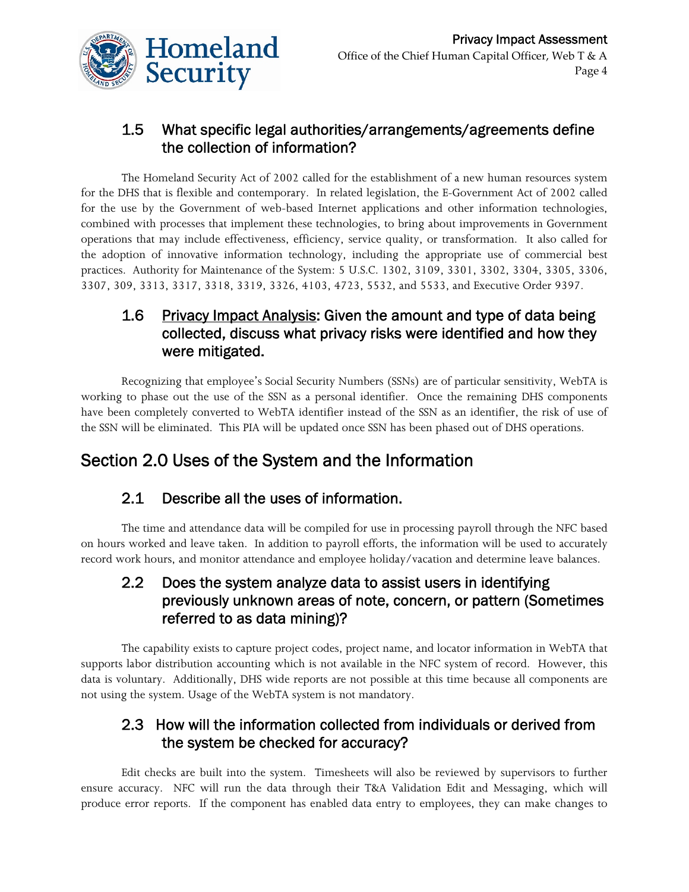### 1.5 What specific legal authorities/arrangements/agreements define the collection of information?

The Homeland Security Act of 2002 called for the establishment of a new human resources system for the DHS that is flexible and contemporary. In related legislation, the E-Government Act of 2002 called for the use by the Government of web-based Internet applications and other information technologies, combined with processes that implement these technologies, to bring about improvements in Government operations that may include effectiveness, efficiency, service quality, or transformation. It also called for the adoption of innovative information technology, including the appropriate use of commercial best practices. Authority for Maintenance of the System: 5 U.S.C. 1302, 3109, 3301, 3302, 3304, 3305, 3306, 3307, 309, 3313, 3317, 3318, 3319, 3326, 4103, 4723, 5532, and 5533, and Executive Order 9397.

### 1.6 Privacy Impact Analysis: Given the amount and type of data being collected, discuss what privacy risks were identified and how they were mitigated.

Recognizing that employee's Social Security Numbers (SSNs) are of particular sensitivity, WebTA is working to phase out the use of the SSN as a personal identifier. Once the remaining DHS components have been completely converted to WebTA identifier instead of the SSN as an identifier, the risk of use of the SSN will be eliminated. This PIA will be updated once SSN has been phased out of DHS operations.

## Section 2.0 Uses of the System and the Information

### 2.1 Describe all the uses of information.

The time and attendance data will be compiled for use in processing payroll through the NFC based on hours worked and leave taken. In addition to payroll efforts, the information will be used to accurately record work hours, and monitor attendance and employee holiday/vacation and determine leave balances.

### 2.2 Does the system analyze data to assist users in identifying previously unknown areas of note, concern, or pattern (Sometimes referred to as data mining)?

The capability exists to capture project codes, project name, and locator information in WebTA that supports labor distribution accounting which is not available in the NFC system of record. However, this data is voluntary. Additionally, DHS wide reports are not possible at this time because all components are not using the system. Usage of the WebTA system is not mandatory.

### 2.3 How will the information collected from individuals or derived from the system be checked for accuracy?

Edit checks are built into the system. Timesheets will also be reviewed by supervisors to further ensure accuracy. NFC will run the data through their T&A Validation Edit and Messaging, which will produce error reports. If the component has enabled data entry to employees, they can make changes to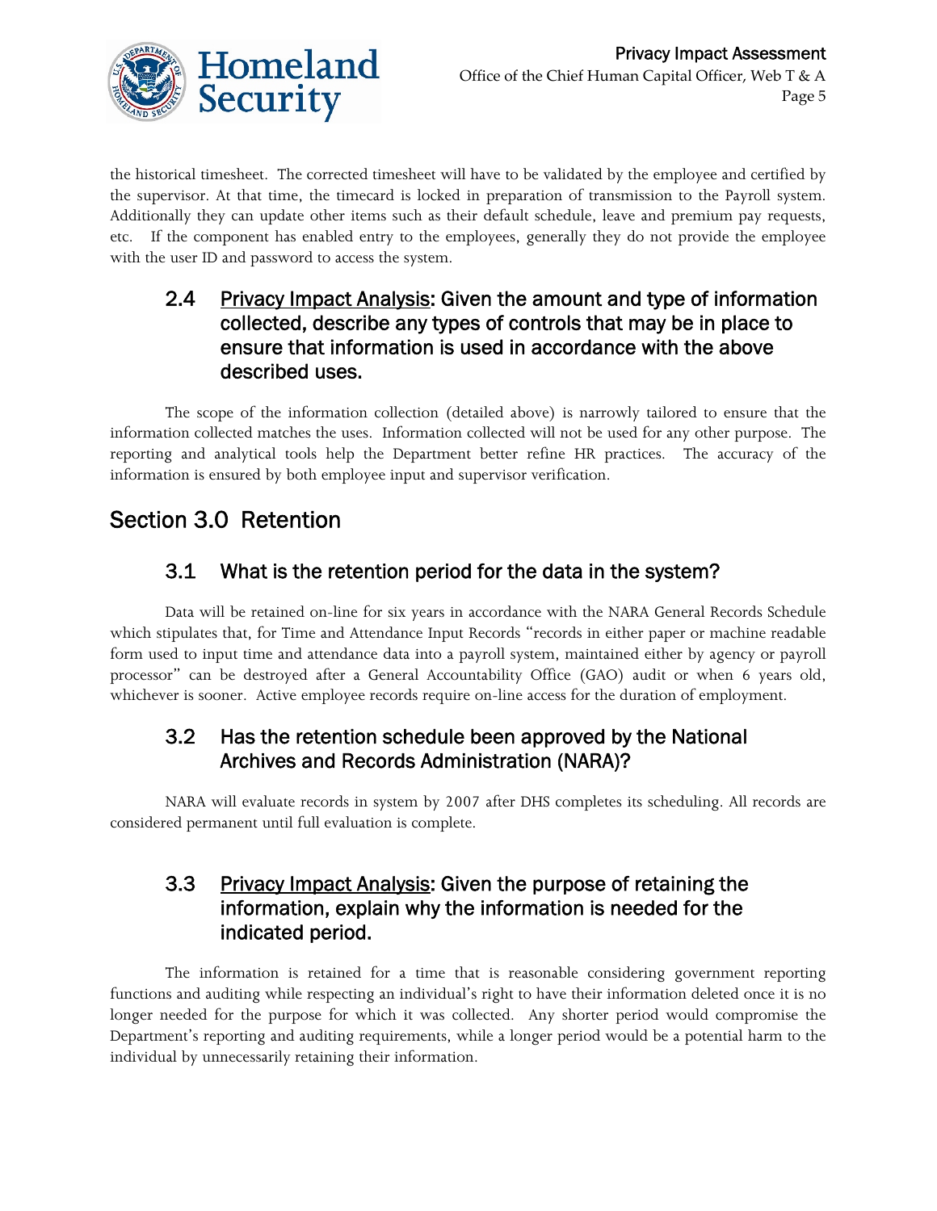the historical timesheet. The corrected timesheet will have to be validated by the employee and certified by the supervisor. At that time, the timecard is locked in preparation of transmission to the Payroll system. Additionally they can update other items such as their default schedule, leave and premium pay requests, etc. If the component has enabled entry to the employees, generally they do not provide the employee with the user ID and password to access the system.

### 2.4 Privacy Impact Analysis: Given the amount and type of information collected, describe any types of controls that may be in place to ensure that information is used in accordance with the above described uses.

The scope of the information collection (detailed above) is narrowly tailored to ensure that the information collected matches the uses. Information collected will not be used for any other purpose. The reporting and analytical tools help the Department better refine HR practices. The accuracy of the information is ensured by both employee input and supervisor verification.

## Section 3.0 Retention

### 3.1 What is the retention period for the data in the system?

Data will be retained on-line for six years in accordance with the NARA General Records Schedule which stipulates that, for Time and Attendance Input Records "records in either paper or machine readable form used to input time and attendance data into a payroll system, maintained either by agency or payroll processor" can be destroyed after a General Accountability Office (GAO) audit or when 6 years old, whichever is sooner. Active employee records require on-line access for the duration of employment.

### 3.2 Has the retention schedule been approved by the National Archives and Records Administration (NARA)?

NARA will evaluate records in system by 2007 after DHS completes its scheduling. All records are considered permanent until full evaluation is complete.

### 3.3 Privacy Impact Analysis: Given the purpose of retaining the information, explain why the information is needed for the indicated period.

The information is retained for a time that is reasonable considering government reporting functions and auditing while respecting an individual's right to have their information deleted once it is no longer needed for the purpose for which it was collected. Any shorter period would compromise the Department's reporting and auditing requirements, while a longer period would be a potential harm to the individual by unnecessarily retaining their information.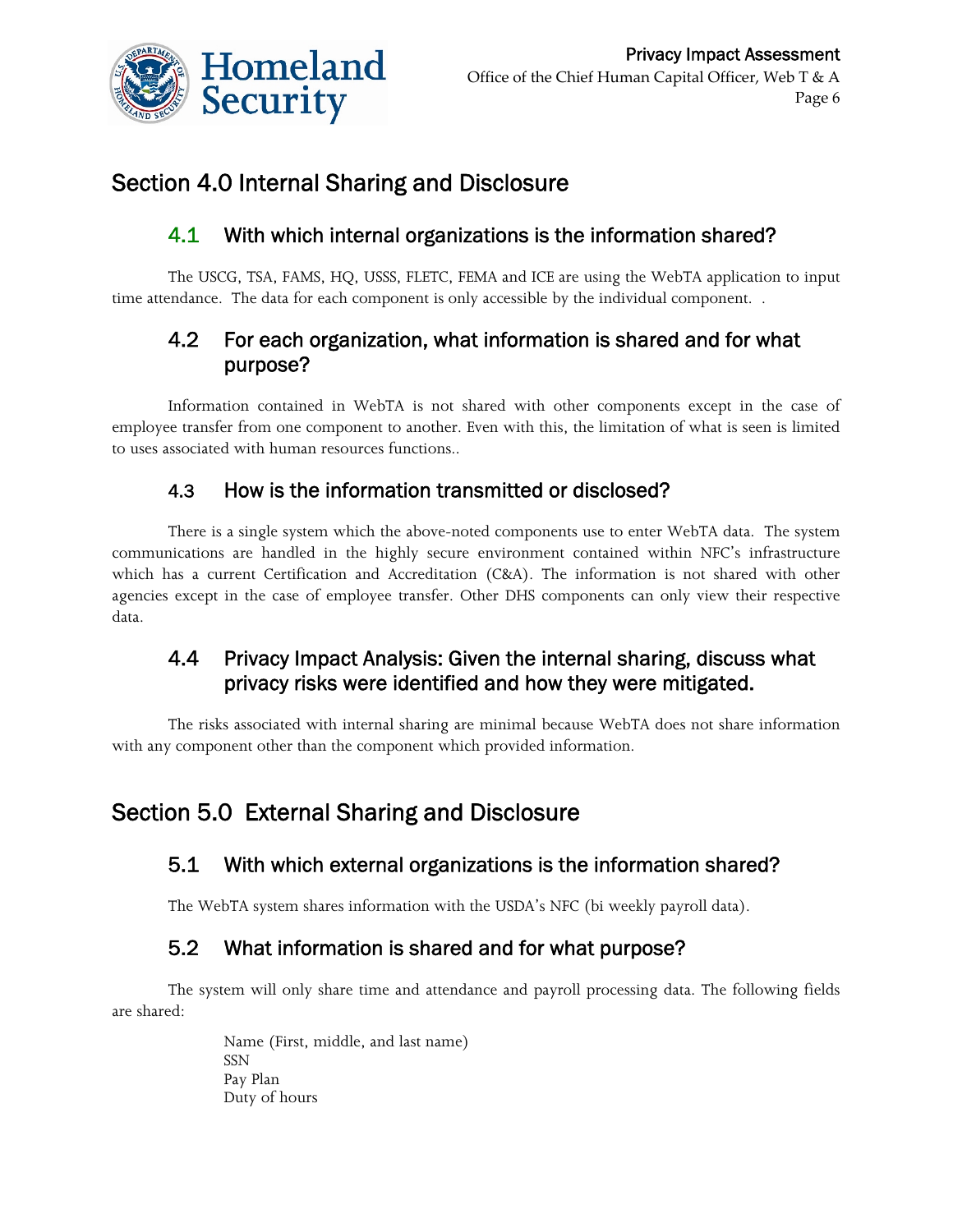## Section 4.0 Internal Sharing and Disclosure

### 4.1 With which internal organizations is the information shared?

The USCG, TSA, FAMS, HQ, USSS, FLETC, FEMA and ICE are using the WebTA application to input time attendance. The data for each component is only accessible by the individual component. .

### 4.2 For each organization, what information is shared and for what purpose?

Information contained in WebTA is not shared with other components except in the case of employee transfer from one component to another. Even with this, the limitation of what is seen is limited to uses associated with human resources functions..

### 4.3 How is the information transmitted or disclosed?

There is a single system which the above-noted components use to enter WebTA data. The system communications are handled in the highly secure environment contained within NFC's infrastructure which has a current Certification and Accreditation (C&A). The information is not shared with other agencies except in the case of employee transfer. Other DHS components can only view their respective data.

### 4.4 Privacy Impact Analysis: Given the internal sharing, discuss what privacy risks were identified and how they were mitigated.

The risks associated with internal sharing are minimal because WebTA does not share information with any component other than the component which provided information.

## Section 5.0 External Sharing and Disclosure

### 5.1 With which external organizations is the information shared?

The WebTA system shares information with the USDA's NFC (bi weekly payroll data).

### 5.2 What information is shared and for what purpose?

The system will only share time and attendance and payroll processing data. The following fields are shared:

Name (First, middle, and last name)
SSN
Pay Plan
Duty of hours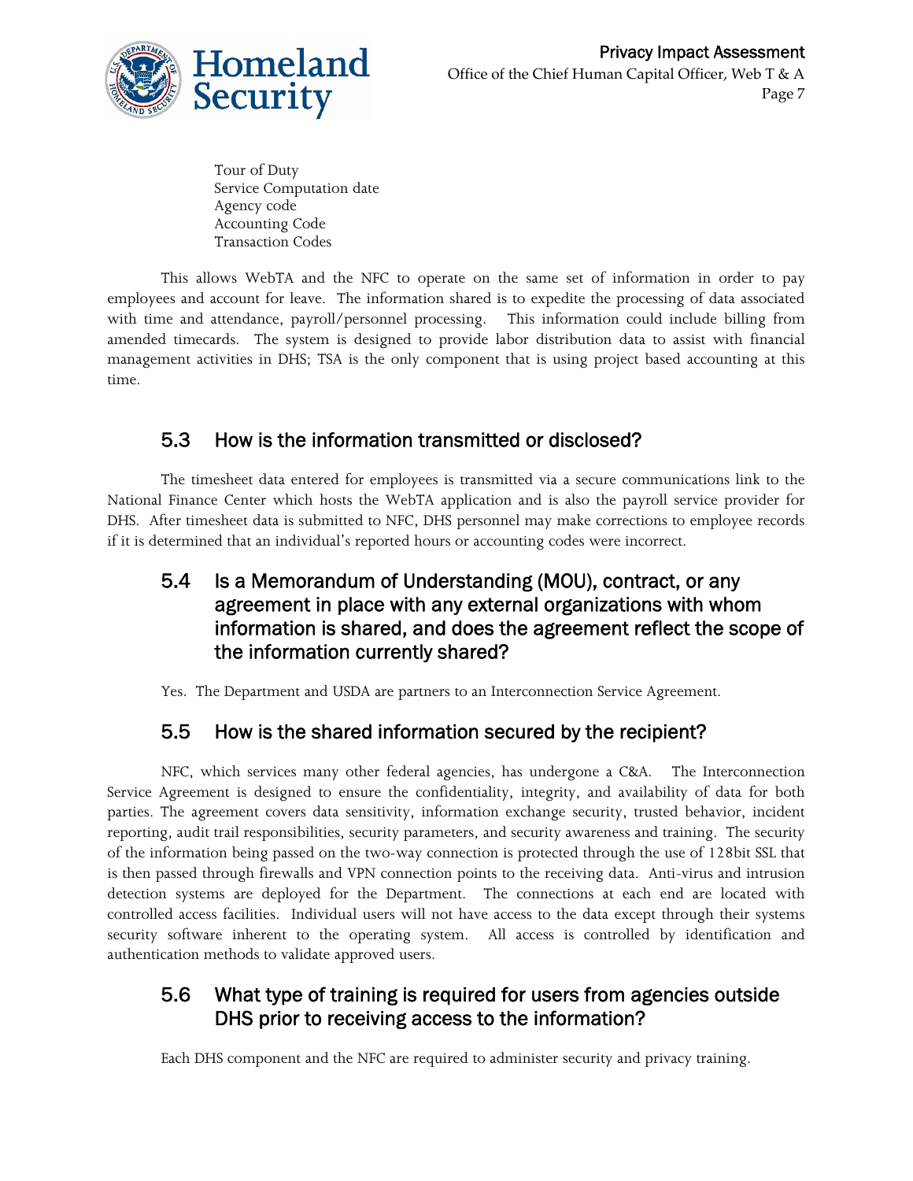Tour of Duty
Service Computation date
Agency code
Accounting Code
Transaction Codes

This allows WebTA and the NFC to operate on the same set of information in order to pay employees and account for leave. The information shared is to expedite the processing of data associated with time and attendance, payroll/personnel processing. This information could include billing from amended timecards. The system is designed to provide labor distribution data to assist with financial management activities in DHS; TSA is the only component that is using project based accounting at this time.

## 5.3 How is the information transmitted or disclosed?

The timesheet data entered for employees is transmitted via a secure communications link to the National Finance Center which hosts the WebTA application and is also the payroll service provider for DHS. After timesheet data is submitted to NFC, DHS personnel may make corrections to employee records if it is determined that an individual's reported hours or accounting codes were incorrect.

## 5.4 Is a Memorandum of Understanding (MOU), contract, or any agreement in place with any external organizations with whom information is shared, and does the agreement reflect the scope of the information currently shared?

Yes. The Department and USDA are partners to an Interconnection Service Agreement.

## 5.5 How is the shared information secured by the recipient?

NFC, which services many other federal agencies, has undergone a C&A. The Interconnection Service Agreement is designed to ensure the confidentiality, integrity, and availability of data for both parties. The agreement covers data sensitivity, information exchange security, trusted behavior, incident reporting, audit trail responsibilities, security parameters, and security awareness and training. The security of the information being passed on the two-way connection is protected through the use of 128bit SSL that is then passed through firewalls and VPN connection points to the receiving data. Anti-virus and intrusion detection systems are deployed for the Department. The connections at each end are located with controlled access facilities. Individual users will not have access to the data except through their systems security software inherent to the operating system. All access is controlled by identification and authentication methods to validate approved users.

## 5.6 What type of training is required for users from agencies outside DHS prior to receiving access to the information?

Each DHS component and the NFC are required to administer security and privacy training.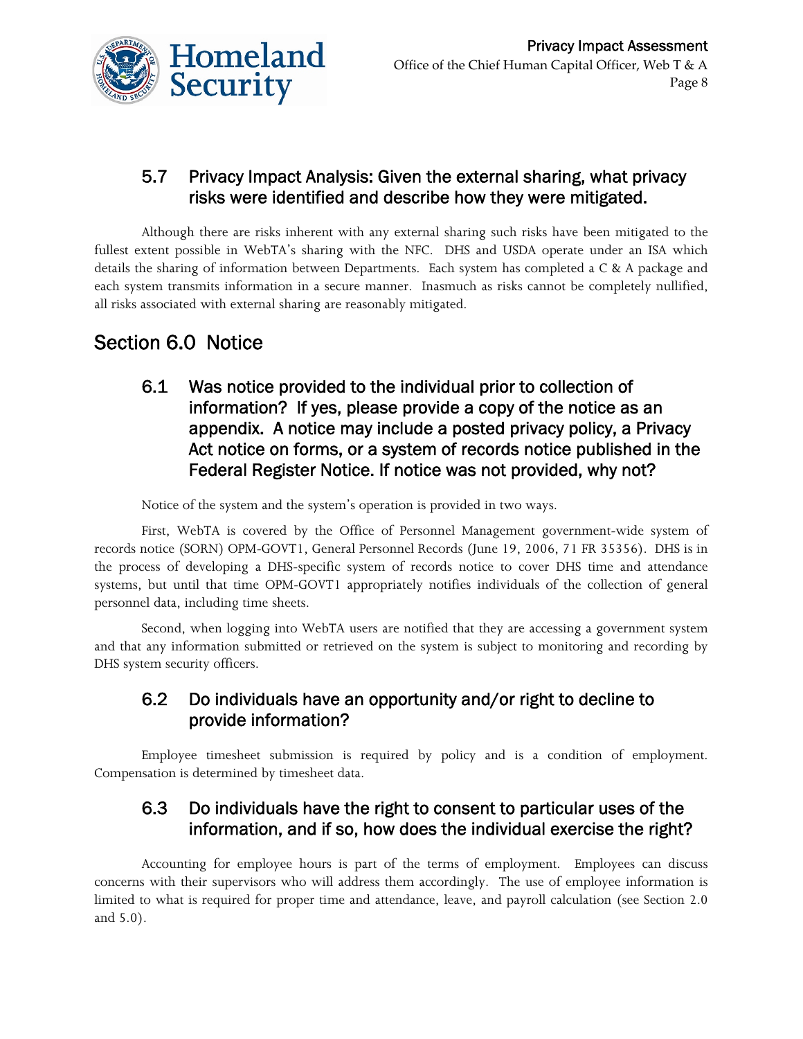### 5.7 Privacy Impact Analysis: Given the external sharing, what privacy risks were identified and describe how they were mitigated.

Although there are risks inherent with any external sharing such risks have been mitigated to the fullest extent possible in WebTA's sharing with the NFC. DHS and USDA operate under an ISA which details the sharing of information between Departments. Each system has completed a C & A package and each system transmits information in a secure manner. Inasmuch as risks cannot be completely nullified, all risks associated with external sharing are reasonably mitigated.

## Section 6.0 Notice

### 6.1 Was notice provided to the individual prior to collection of information? If yes, please provide a copy of the notice as an appendix. A notice may include a posted privacy policy, a Privacy Act notice on forms, or a system of records notice published in the Federal Register Notice. If notice was not provided, why not?

Notice of the system and the system's operation is provided in two ways.

First, WebTA is covered by the Office of Personnel Management government-wide system of records notice (SORN) OPM-GOVT1, General Personnel Records (June 19, 2006, 71 FR 35356). DHS is in the process of developing a DHS-specific system of records notice to cover DHS time and attendance systems, but until that time OPM-GOVT1 appropriately notifies individuals of the collection of general personnel data, including time sheets.

Second, when logging into WebTA users are notified that they are accessing a government system and that any information submitted or retrieved on the system is subject to monitoring and recording by DHS system security officers.

### 6.2 Do individuals have an opportunity and/or right to decline to provide information?

Employee timesheet submission is required by policy and is a condition of employment. Compensation is determined by timesheet data.

### 6.3 Do individuals have the right to consent to particular uses of the information, and if so, how does the individual exercise the right?

Accounting for employee hours is part of the terms of employment. Employees can discuss concerns with their supervisors who will address them accordingly. The use of employee information is limited to what is required for proper time and attendance, leave, and payroll calculation (see Section 2.0 and 5.0).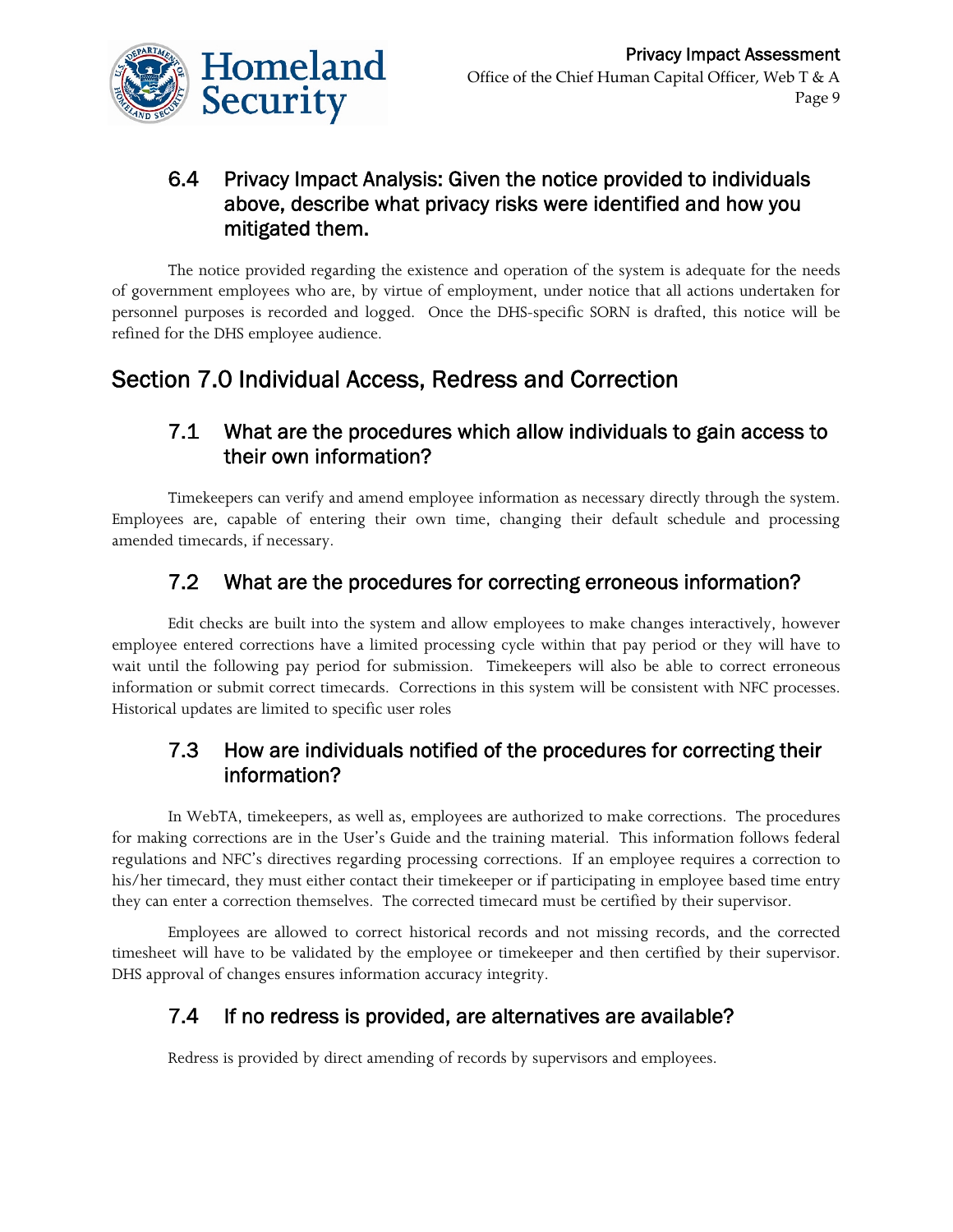### 6.4 Privacy Impact Analysis: Given the notice provided to individuals above, describe what privacy risks were identified and how you mitigated them.

The notice provided regarding the existence and operation of the system is adequate for the needs of government employees who are, by virtue of employment, under notice that all actions undertaken for personnel purposes is recorded and logged. Once the DHS-specific SORN is drafted, this notice will be refined for the DHS employee audience.

## Section 7.0 Individual Access, Redress and Correction

### 7.1 What are the procedures which allow individuals to gain access to their own information?

Timekeepers can verify and amend employee information as necessary directly through the system. Employees are, capable of entering their own time, changing their default schedule and processing amended timecards, if necessary.

### 7.2 What are the procedures for correcting erroneous information?

Edit checks are built into the system and allow employees to make changes interactively, however employee entered corrections have a limited processing cycle within that pay period or they will have to wait until the following pay period for submission. Timekeepers will also be able to correct erroneous information or submit correct timecards. Corrections in this system will be consistent with NFC processes. Historical updates are limited to specific user roles

### 7.3 How are individuals notified of the procedures for correcting their information?

In WebTA, timekeepers, as well as, employees are authorized to make corrections. The procedures for making corrections are in the User's Guide and the training material. This information follows federal regulations and NFC's directives regarding processing corrections. If an employee requires a correction to his/her timecard, they must either contact their timekeeper or if participating in employee based time entry they can enter a correction themselves. The corrected timecard must be certified by their supervisor.

Employees are allowed to correct historical records and not missing records, and the corrected timesheet will have to be validated by the employee or timekeeper and then certified by their supervisor. DHS approval of changes ensures information accuracy integrity.

### 7.4 If no redress is provided, are alternatives are available?

Redress is provided by direct amending of records by supervisors and employees.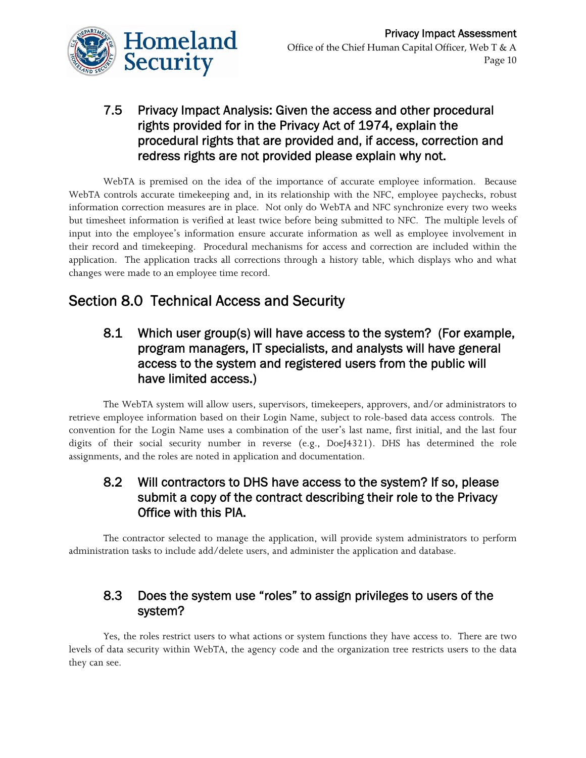### 7.5 Privacy Impact Analysis: Given the access and other procedural rights provided for in the Privacy Act of 1974, explain the procedural rights that are provided and, if access, correction and redress rights are not provided please explain why not.

WebTA is premised on the idea of the importance of accurate employee information. Because WebTA controls accurate timekeeping and, in its relationship with the NFC, employee paychecks, robust information correction measures are in place. Not only do WebTA and NFC synchronize every two weeks but timesheet information is verified at least twice before being submitted to NFC. The multiple levels of input into the employee's information ensure accurate information as well as employee involvement in their record and timekeeping. Procedural mechanisms for access and correction are included within the application. The application tracks all corrections through a history table, which displays who and what changes were made to an employee time record.

## Section 8.0 Technical Access and Security

### 8.1 Which user group(s) will have access to the system? (For example, program managers, IT specialists, and analysts will have general access to the system and registered users from the public will have limited access.)

The WebTA system will allow users, supervisors, timekeepers, approvers, and/or administrators to retrieve employee information based on their Login Name, subject to role-based data access controls. The convention for the Login Name uses a combination of the user's last name, first initial, and the last four digits of their social security number in reverse (e.g., DoeJ4321). DHS has determined the role assignments, and the roles are noted in application and documentation.

### 8.2 Will contractors to DHS have access to the system? If so, please submit a copy of the contract describing their role to the Privacy Office with this PIA.

The contractor selected to manage the application, will provide system administrators to perform administration tasks to include add/delete users, and administer the application and database.

### 8.3 Does the system use "roles" to assign privileges to users of the system?

Yes, the roles restrict users to what actions or system functions they have access to. There are two levels of data security within WebTA, the agency code and the organization tree restricts users to the data they can see.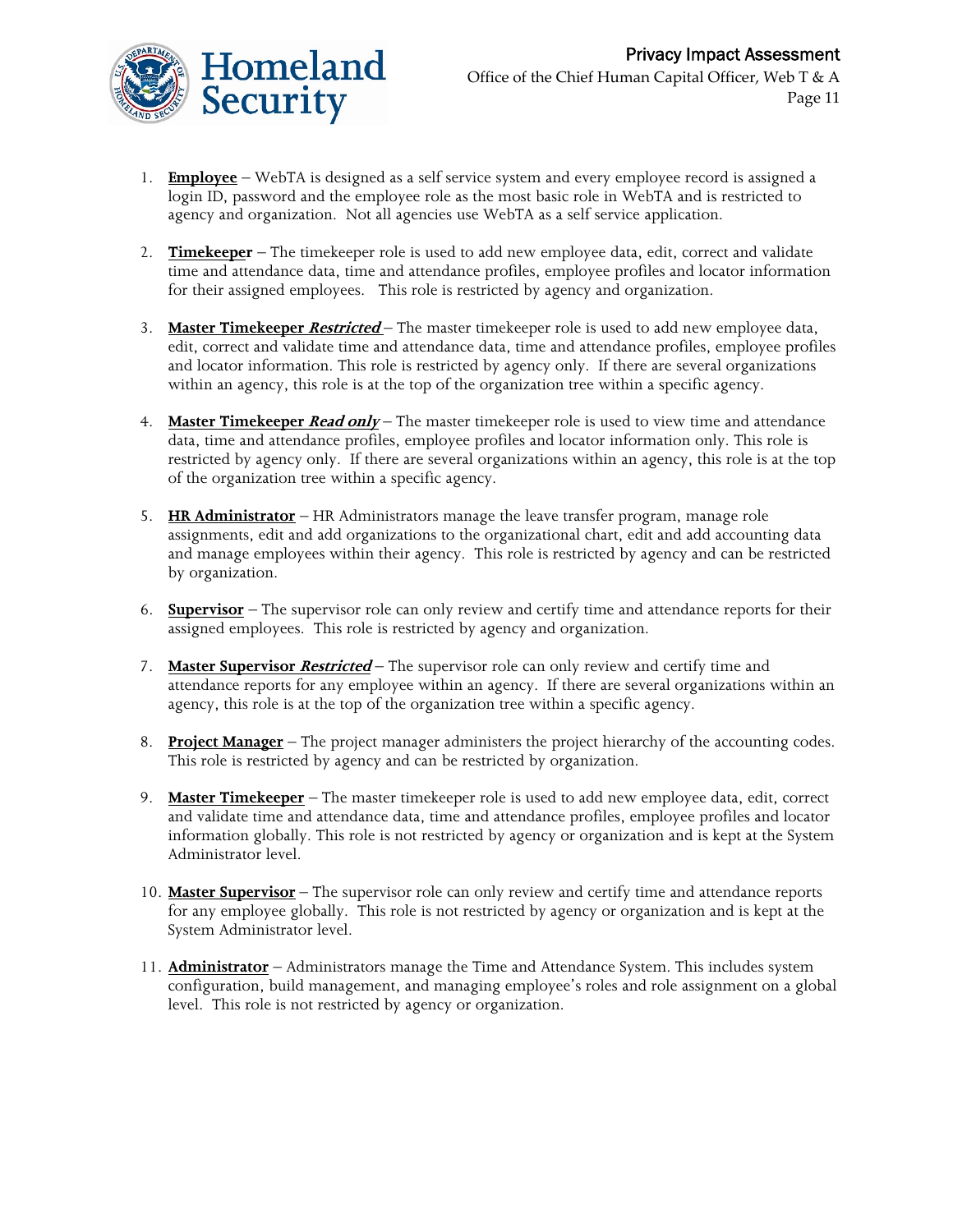1. **Employee** – WebTA is designed as a self service system and every employee record is assigned a login ID, password and the employee role as the most basic role in WebTA and is restricted to agency and organization. Not all agencies use WebTA as a self service application.

2. **Timekeeper** – The timekeeper role is used to add new employee data, edit, correct and validate time and attendance data, time and attendance profiles, employee profiles and locator information for their assigned employees. This role is restricted by agency and organization.

3. **Master Timekeeper *Restricted*** – The master timekeeper role is used to add new employee data, edit, correct and validate time and attendance data, time and attendance profiles, employee profiles and locator information. This role is restricted by agency only. If there are several organizations within an agency, this role is at the top of the organization tree within a specific agency.

4. **Master Timekeeper *Read only*** – The master timekeeper role is used to view time and attendance data, time and attendance profiles, employee profiles and locator information only. This role is restricted by agency only. If there are several organizations within an agency, this role is at the top of the organization tree within a specific agency.

5. **HR Administrator** – HR Administrators manage the leave transfer program, manage role assignments, edit and add organizations to the organizational chart, edit and add accounting data and manage employees within their agency. This role is restricted by agency and can be restricted by organization.

6. **Supervisor** – The supervisor role can only review and certify time and attendance reports for their assigned employees. This role is restricted by agency and organization.

7. **Master Supervisor *Restricted*** – The supervisor role can only review and certify time and attendance reports for any employee within an agency. If there are several organizations within an agency, this role is at the top of the organization tree within a specific agency.

8. **Project Manager** – The project manager administers the project hierarchy of the accounting codes. This role is restricted by agency and can be restricted by organization.

9. **Master Timekeeper** – The master timekeeper role is used to add new employee data, edit, correct and validate time and attendance data, time and attendance profiles, employee profiles and locator information globally. This role is not restricted by agency or organization and is kept at the System Administrator level.

10. **Master Supervisor** – The supervisor role can only review and certify time and attendance reports for any employee globally. This role is not restricted by agency or organization and is kept at the System Administrator level.

11. **Administrator** – Administrators manage the Time and Attendance System. This includes system configuration, build management, and managing employee's roles and role assignment on a global level. This role is not restricted by agency or organization.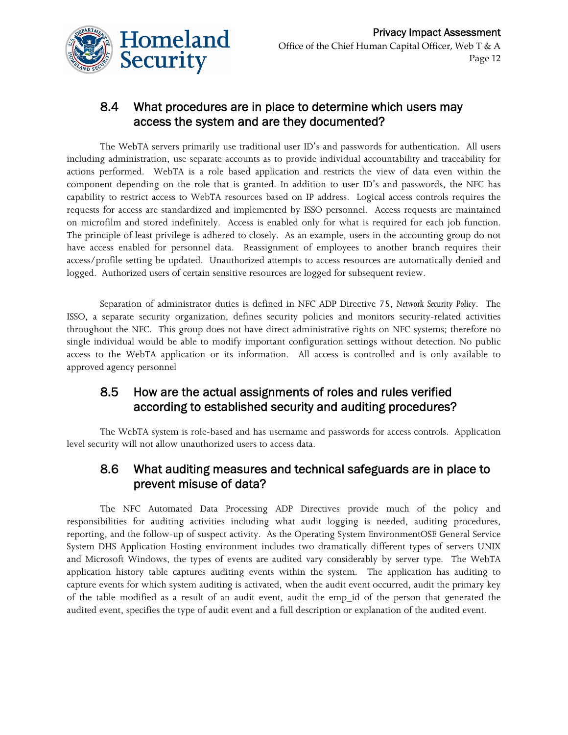## 8.4 What procedures are in place to determine which users may access the system and are they documented?

The WebTA servers primarily use traditional user ID's and passwords for authentication. All users including administration, use separate accounts as to provide individual accountability and traceability for actions performed. WebTA is a role based application and restricts the view of data even within the component depending on the role that is granted. In addition to user ID's and passwords, the NFC has capability to restrict access to WebTA resources based on IP address. Logical access controls requires the requests for access are standardized and implemented by ISSO personnel. Access requests are maintained on microfilm and stored indefinitely. Access is enabled only for what is required for each job function. The principle of least privilege is adhered to closely. As an example, users in the accounting group do not have access enabled for personnel data. Reassignment of employees to another branch requires their access/profile setting be updated. Unauthorized attempts to access resources are automatically denied and logged. Authorized users of certain sensitive resources are logged for subsequent review.

Separation of administrator duties is defined in NFC ADP Directive 75, *Network Security Policy*. The ISSO, a separate security organization, defines security policies and monitors security-related activities throughout the NFC. This group does not have direct administrative rights on NFC systems; therefore no single individual would be able to modify important configuration settings without detection. No public access to the WebTA application or its information. All access is controlled and is only available to approved agency personnel

## 8.5 How are the actual assignments of roles and rules verified according to established security and auditing procedures?

The WebTA system is role-based and has username and passwords for access controls. Application level security will not allow unauthorized users to access data.

## 8.6 What auditing measures and technical safeguards are in place to prevent misuse of data?

The NFC Automated Data Processing ADP Directives provide much of the policy and responsibilities for auditing activities including what audit logging is needed, auditing procedures, reporting, and the follow-up of suspect activity. As the Operating System EnvironmentOSE General Service System DHS Application Hosting environment includes two dramatically different types of servers UNIX and Microsoft Windows, the types of events are audited vary considerably by server type. The WebTA application history table captures auditing events within the system. The application has auditing to capture events for which system auditing is activated, when the audit event occurred, audit the primary key of the table modified as a result of an audit event, audit the emp_id of the person that generated the audited event, specifies the type of audit event and a full description or explanation of the audited event.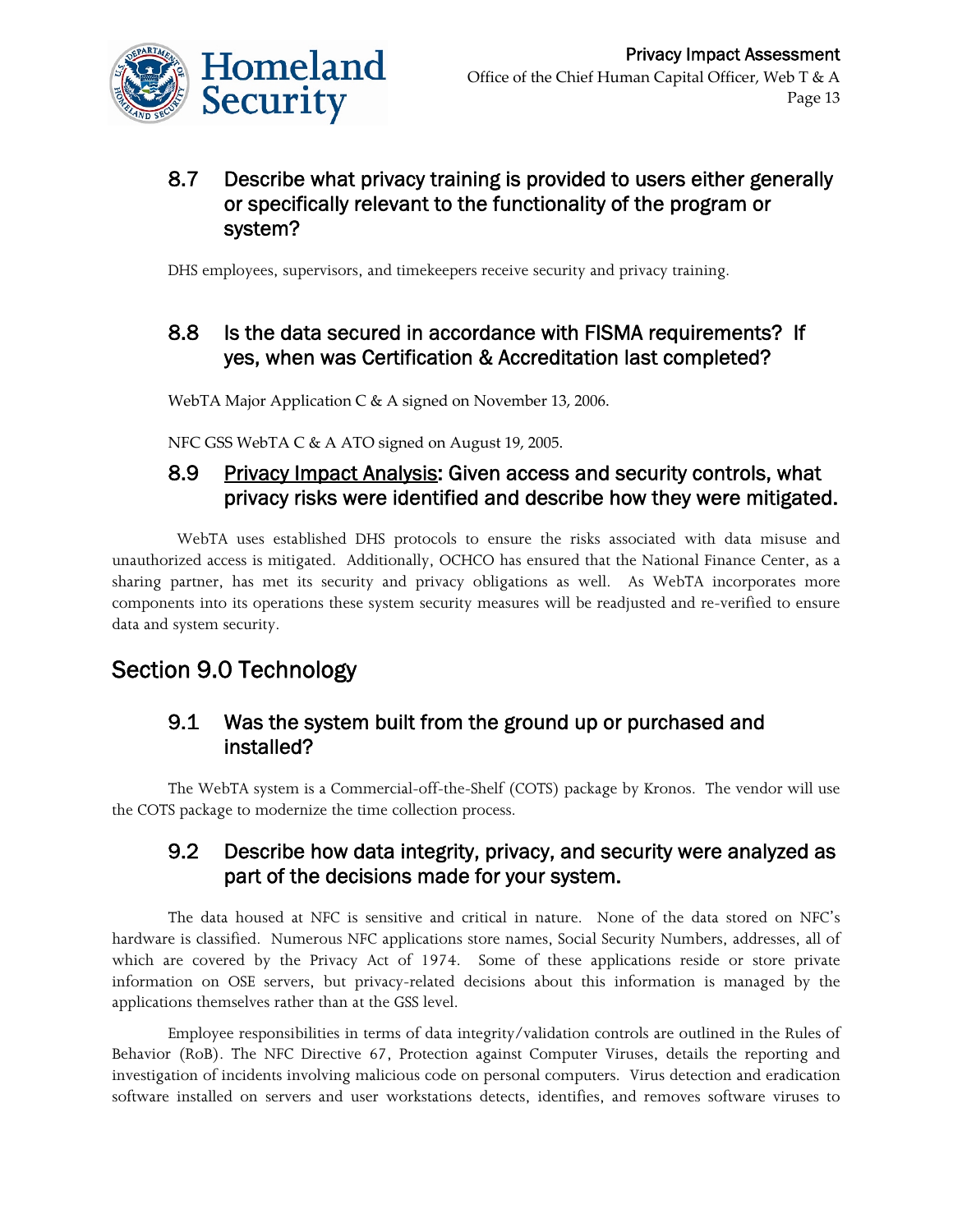### 8.7 Describe what privacy training is provided to users either generally or specifically relevant to the functionality of the program or system?

DHS employees, supervisors, and timekeepers receive security and privacy training.

### 8.8 Is the data secured in accordance with FISMA requirements? If yes, when was Certification & Accreditation last completed?

WebTA Major Application C & A signed on November 13, 2006.

NFC GSS WebTA C & A ATO signed on August 19, 2005.

### 8.9 Privacy Impact Analysis: Given access and security controls, what privacy risks were identified and describe how they were mitigated.

WebTA uses established DHS protocols to ensure the risks associated with data misuse and unauthorized access is mitigated. Additionally, OCHCO has ensured that the National Finance Center, as a sharing partner, has met its security and privacy obligations as well. As WebTA incorporates more components into its operations these system security measures will be readjusted and re-verified to ensure data and system security.

## Section 9.0 Technology

### 9.1 Was the system built from the ground up or purchased and installed?

The WebTA system is a Commercial-off-the-Shelf (COTS) package by Kronos. The vendor will use the COTS package to modernize the time collection process.

### 9.2 Describe how data integrity, privacy, and security were analyzed as part of the decisions made for your system.

The data housed at NFC is sensitive and critical in nature. None of the data stored on NFC's hardware is classified. Numerous NFC applications store names, Social Security Numbers, addresses, all of which are covered by the Privacy Act of 1974. Some of these applications reside or store private information on OSE servers, but privacy-related decisions about this information is managed by the applications themselves rather than at the GSS level.

Employee responsibilities in terms of data integrity/validation controls are outlined in the Rules of Behavior (RoB). The NFC Directive 67, Protection against Computer Viruses, details the reporting and investigation of incidents involving malicious code on personal computers. Virus detection and eradication software installed on servers and user workstations detects, identifies, and removes software viruses to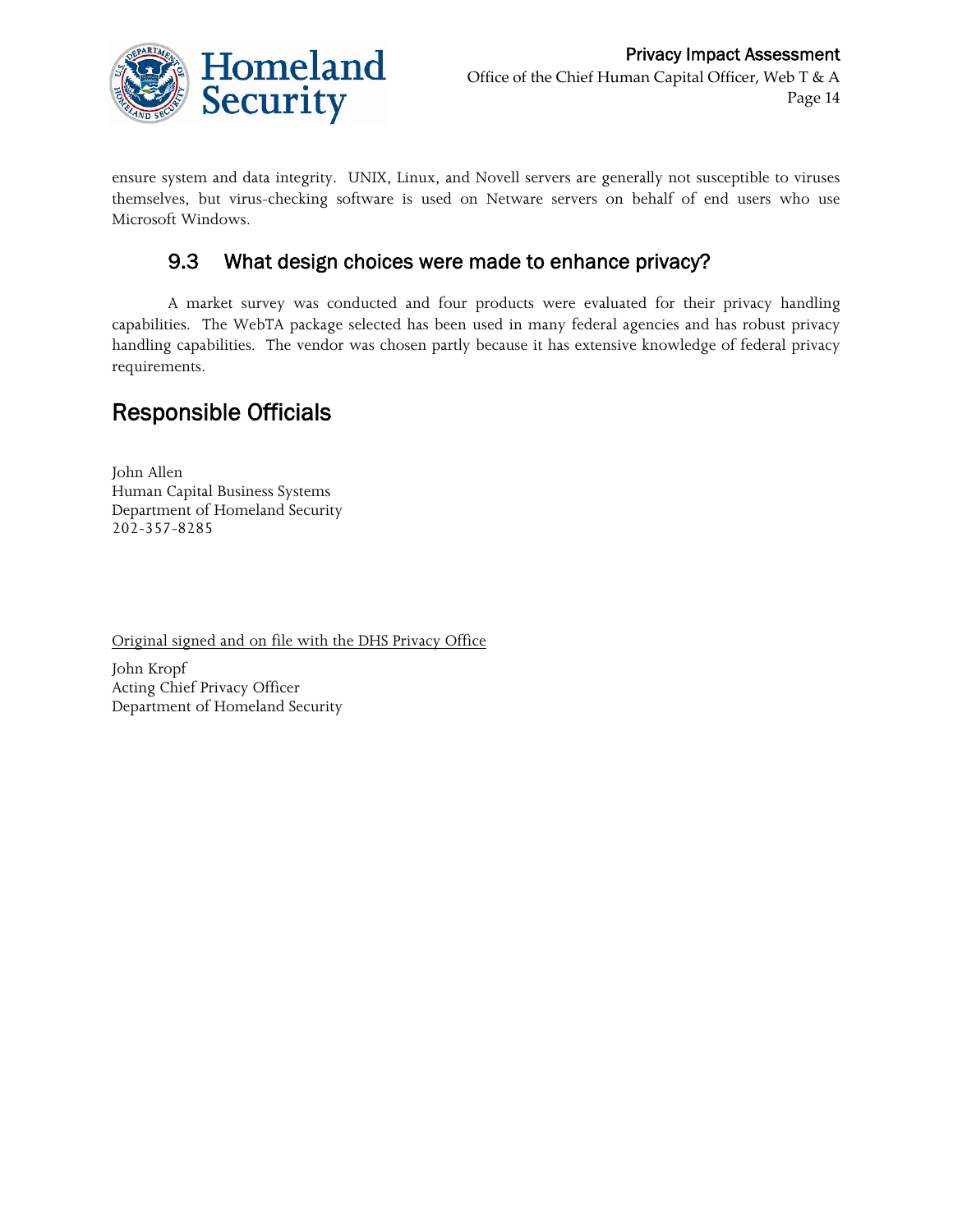ensure system and data integrity. UNIX, Linux, and Novell servers are generally not susceptible to viruses themselves, but virus-checking software is used on Netware servers on behalf of end users who use Microsoft Windows.

### 9.3 What design choices were made to enhance privacy?

A market survey was conducted and four products were evaluated for their privacy handling capabilities. The WebTA package selected has been used in many federal agencies and has robust privacy handling capabilities. The vendor was chosen partly because it has extensive knowledge of federal privacy requirements.

## Responsible Officials

John Allen
Human Capital Business Systems
Department of Homeland Security
202-357-8285

Original signed and on file with the DHS Privacy Office

John Kropf
Acting Chief Privacy Officer
Department of Homeland Security